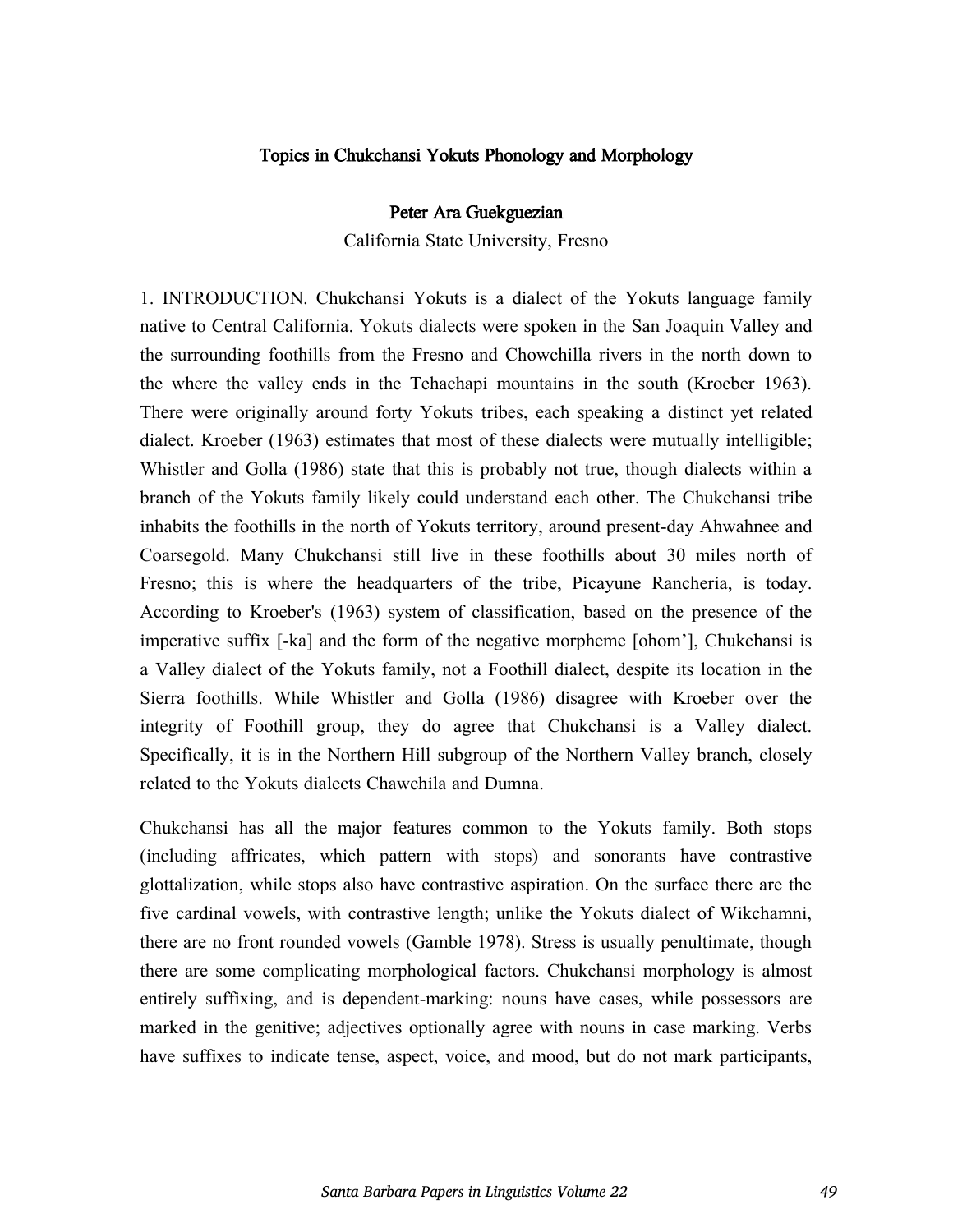# Topics in Chukchansi Yokuts Phonology and Morphology

**Peter Ara Guekguezian**

California State University, Fresno

1. INTRODUCTION. Chukchansi Yokuts is a dialect of the Yokuts language family native to Central California. Yokuts dialects were spoken in the San Joaquin Valley and the surrounding foothills from the Fresno and Chowchilla rivers in the north down to the where the valley ends in the Tehachapi mountains in the south (Kroeber 1963). There were originally around forty Yokuts tribes, each speaking a distinct yet related dialect. Kroeber (1963) estimates that most of these dialects were mutually intelligible; Whistler and Golla (1986) state that this is probably not true, though dialects within a branch of the Yokuts family likely could understand each other. The Chukchansi tribe inhabits the foothills in the north of Yokuts territory, around present-day Ahwahnee and Coarsegold. Many Chukchansi still live in these foothills about 30 miles north of Fresno; this is where the headquarters of the tribe, Picayune Rancheria, is today. According to Kroeber's (1963) system of classification, based on the presence of the imperative suffix [-ka] and the form of the negative morpheme [ohom'], Chukchansi is a Valley dialect of the Yokuts family, not a Foothill dialect, despite its location in the Sierra foothills. While Whistler and Golla (1986) disagree with Kroeber over the integrity of Foothill group, they do agree that Chukchansi is a Valley dialect. Specifically, it is in the Northern Hill subgroup of the Northern Valley branch, closely related to the Yokuts dialects Chawchila and Dumna.

Chukchansi has all the major features common to the Yokuts family. Both stops (including affricates, which pattern with stops) and sonorants have contrastive glottalization, while stops also have contrastive aspiration. On the surface there are the five cardinal vowels, with contrastive length; unlike the Yokuts dialect of Wikchamni, there are no front rounded vowels (Gamble 1978). Stress is usually penultimate, though there are some complicating morphological factors. Chukchansi morphology is almost entirely suffixing, and is dependent-marking: nouns have cases, while possessors are marked in the genitive; adjectives optionally agree with nouns in case marking. Verbs have suffixes to indicate tense, aspect, voice, and mood, but do not mark participants,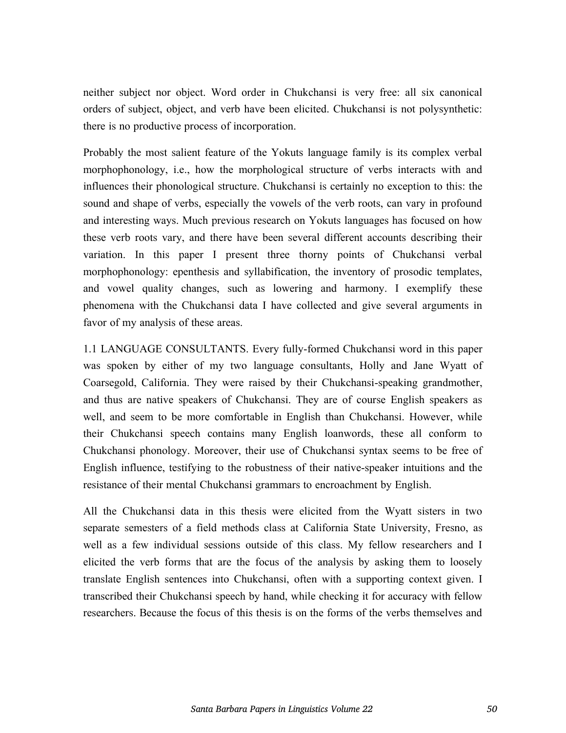neither subject nor object. Word order in Chukchansi is very free: all six canonical orders of subject, object, and verb have been elicited. Chukchansi is not polysynthetic: there is no productive process of incorporation.

Probably the most salient feature of the Yokuts language family is its complex verbal morphophonology, i.e., how the morphological structure of verbs interacts with and influences their phonological structure. Chukchansi is certainly no exception to this: the sound and shape of verbs, especially the vowels of the verb roots, can vary in profound and interesting ways. Much previous research on Yokuts languages has focused on how these verb roots vary, and there have been several different accounts describing their variation. In this paper I present three thorny points of Chukchansi verbal morphophonology: epenthesis and syllabification, the inventory of prosodic templates, and vowel quality changes, such as lowering and harmony. I exemplify these phenomena with the Chukchansi data I have collected and give several arguments in favor of my analysis of these areas.

1.1 LANGUAGE CONSULTANTS. Every fully-formed Chukchansi word in this paper was spoken by either of my two language consultants, Holly and Jane Wyatt of Coarsegold, California. They were raised by their Chukchansi-speaking grandmother, and thus are native speakers of Chukchansi. They are of course English speakers as well, and seem to be more comfortable in English than Chukchansi. However, while their Chukchansi speech contains many English loanwords, these all conform to Chukchansi phonology. Moreover, their use of Chukchansi syntax seems to be free of English influence, testifying to the robustness of their native-speaker intuitions and the resistance of their mental Chukchansi grammars to encroachment by English.

All the Chukchansi data in this thesis were elicited from the Wyatt sisters in two separate semesters of a field methods class at California State University, Fresno, as well as a few individual sessions outside of this class. My fellow researchers and I elicited the verb forms that are the focus of the analysis by asking them to loosely translate English sentences into Chukchansi, often with a supporting context given. I transcribed their Chukchansi speech by hand, while checking it for accuracy with fellow researchers. Because the focus of this thesis is on the forms of the verbs themselves and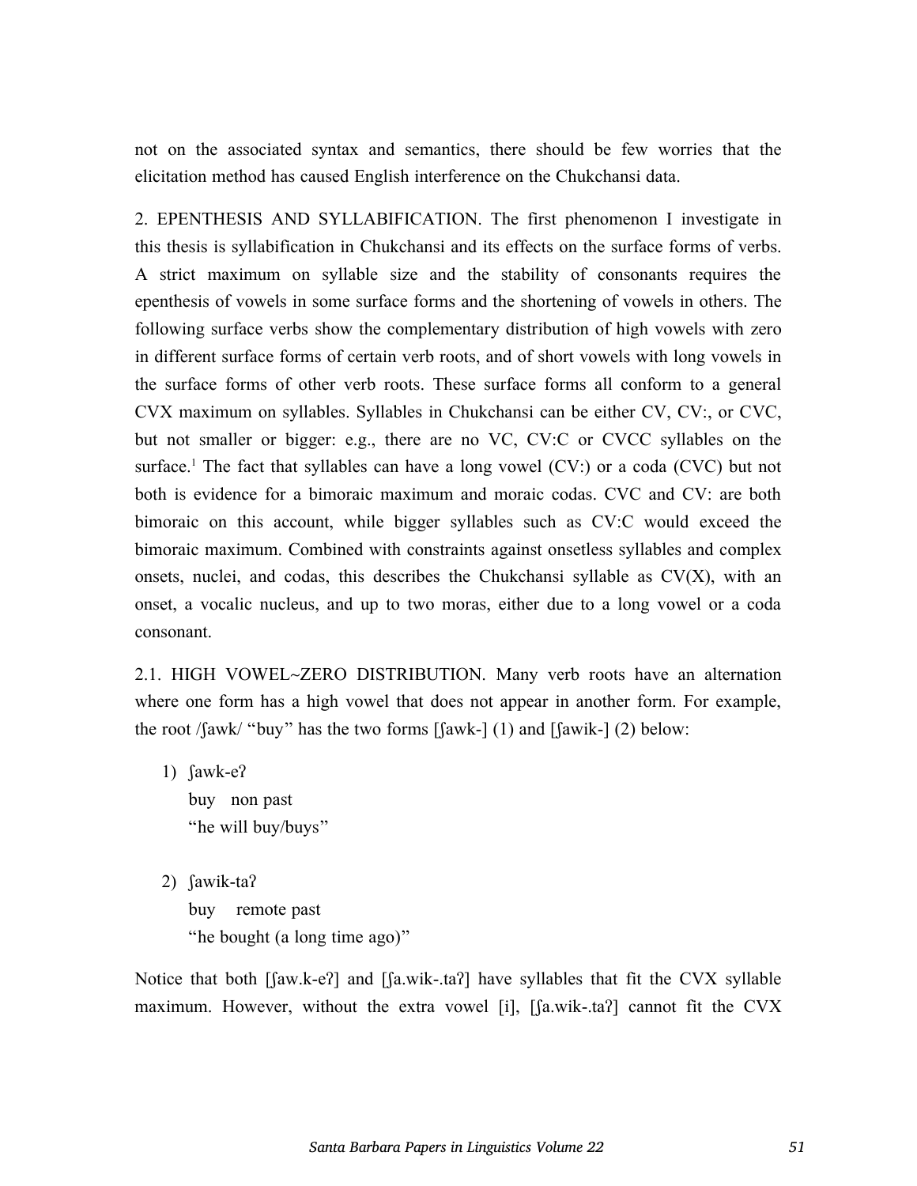not on the associated syntax and semantics, there should be few worries that the elicitation method has caused English interference on the Chukchansi data.

2. EPENTHESIS AND SYLLABIFICATION. The first phenomenon I investigate in this thesis is syllabification in Chukchansi and its effects on the surface forms of verbs. A strict maximum on syllable size and the stability of consonants requires the epenthesis of vowels in some surface forms and the shortening of vowels in others. The following surface verbs show the complementary distribution of high vowels with zero in different surface forms of certain verb roots, and of short vowels with long vowels in the surface forms of other verb roots. These surface forms all conform to a general CVX maximum on syllables. Syllables in Chukchansi can be either CV, CV:, or CVC, but not smaller or bigger: e.g., there are no VC, CV:C or CVCC syllables on the surface.[1] The fact that syllables can have a long vowel (CV:) or a coda (CVC) but not both is evidence for a bimoraic maximum and moraic codas. CVC and CV: are both bimoraic on this account, while bigger syllables such as CV:C would exceed the bimoraic maximum. Combined with constraints against onsetless syllables and complex onsets, nuclei, and codas, this describes the Chukchansi syllable as CV(X), with an onset, a vocalic nucleus, and up to two moras, either due to a long vowel or a coda consonant.

2.1. HIGH VOWEL~ZERO DISTRIBUTION. Many verb roots have an alternation where one form has a high vowel that does not appear in another form. For example, the root /ʃawk/ "buy" has the two forms [ʃawk-] (1) and [ʃawik-] (2) below:

1) ʃawk-eʔ  
   buy   non past  
   "he will buy/buys"

2) ʃawik-taʔ  
   buy   remote past  
   "he bought (a long time ago)"

Notice that both [ʃaw.k-eʔ] and [ʃa.wik-.taʔ] have syllables that fit the CVX syllable maximum. However, without the extra vowel [i], [ʃa.wik-.taʔ] cannot fit the CVX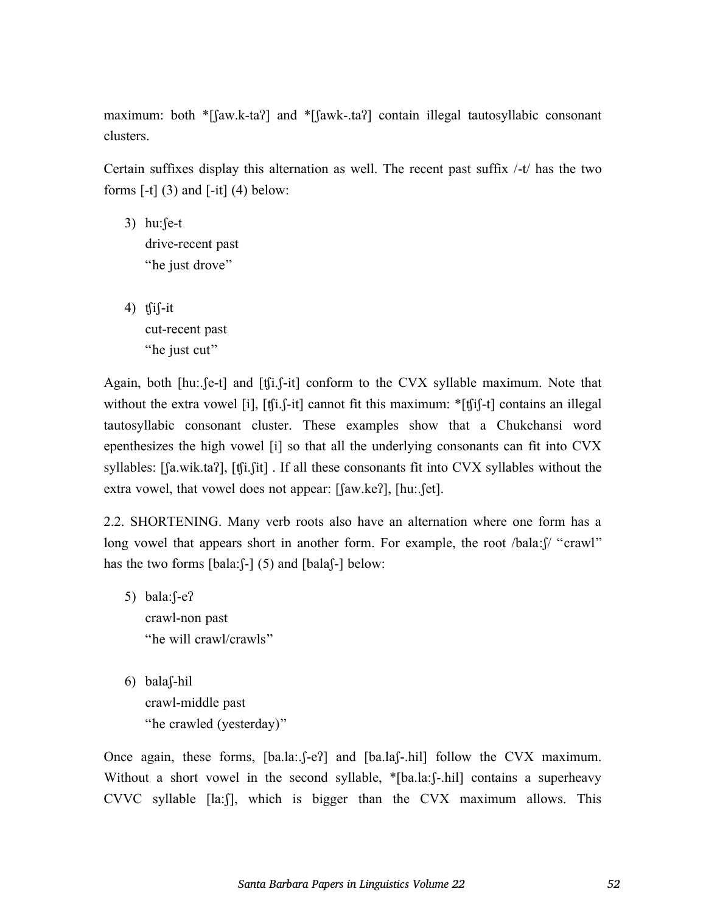maximum: both *[ʃaw.k-taʔ] and *[ʃawk-.taʔ] contain illegal tautosyllabic consonant clusters.

Certain suffixes display this alternation as well. The recent past suffix /-t/ has the two forms [-t] (3) and [-it] (4) below:

3) hu:ʃe-t
   drive-recent past
   "he just drove"

4) ʧiʃ-it
   cut-recent past
   "he just cut"

Again, both [hu:.ʃe-t] and [ʧi.ʃ-it] conform to the CVX syllable maximum. Note that without the extra vowel [i], [ʧi.ʃ-it] cannot fit this maximum: *[ʧiʃ-t] contains an illegal tautosyllabic consonant cluster. These examples show that a Chukchansi word epenthesizes the high vowel [i] so that all the underlying consonants can fit into CVX syllables: [ʃa.wik.taʔ], [ʧi.ʃit] . If all these consonants fit into CVX syllables without the extra vowel, that vowel does not appear: [ʃaw.keʔ], [hu:.ʃet].

2.2. SHORTENING. Many verb roots also have an alternation where one form has a long vowel that appears short in another form. For example, the root /bala:ʃ/ "crawl" has the two forms [bala:ʃ-] (5) and [balaʃ-] below:

5) bala:ʃ-eʔ
   crawl-non past
   "he will crawl/crawls"

6) balaʃ-hil
   crawl-middle past
   "he crawled (yesterday)"

Once again, these forms, [ba.la:.ʃ-eʔ] and [ba.laʃ-.hil] follow the CVX maximum. Without a short vowel in the second syllable, *[ba.la:ʃ-.hil] contains a superheavy CVVC syllable [la:ʃ], which is bigger than the CVX maximum allows. This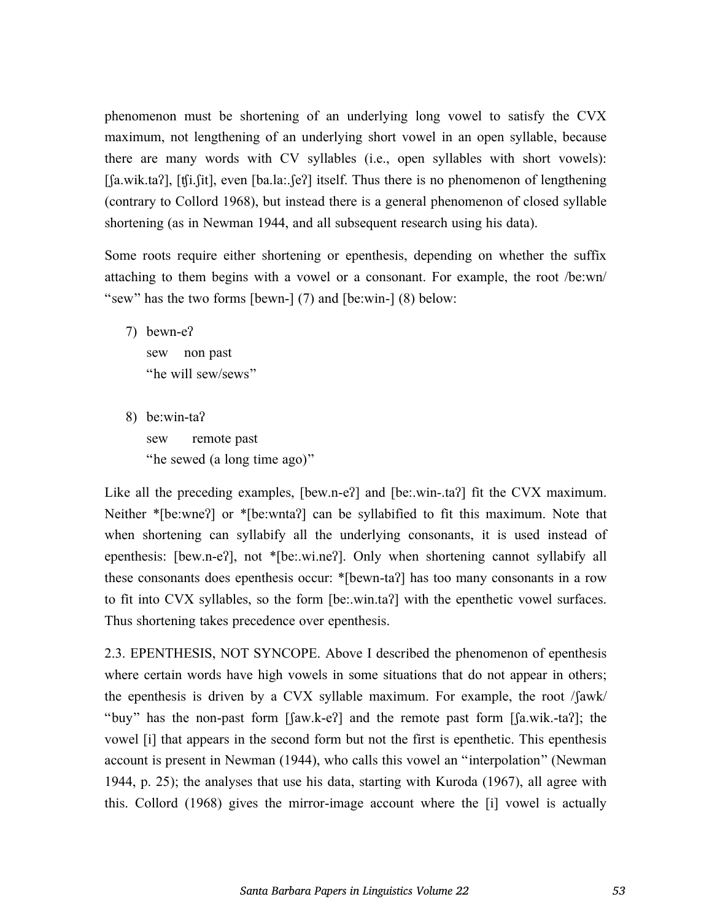phenomenon must be shortening of an underlying long vowel to satisfy the CVX maximum, not lengthening of an underlying short vowel in an open syllable, because there are many words with CV syllables (i.e., open syllables with short vowels): [ʃa.wik.taʔ], [ʧi.ʃit], even [ba.la:.ʃeʔ] itself. Thus there is no phenomenon of lengthening (contrary to Collord 1968), but instead there is a general phenomenon of closed syllable shortening (as in Newman 1944, and all subsequent research using his data).

Some roots require either shortening or epenthesis, depending on whether the suffix attaching to them begins with a vowel or a consonant. For example, the root /be:wn/ "sew" has the two forms [bewn-] (7) and [be:win-] (8) below:

7) bewn-eʔ
   sew    non past
   "he will sew/sews"

8) be:win-taʔ
   sew      remote past
   "he sewed (a long time ago)"

Like all the preceding examples, [bew.n-eʔ] and [be:.win-.taʔ] fit the CVX maximum. Neither *[be:wneʔ] or *[be:wntaʔ] can be syllabified to fit this maximum. Note that when shortening can syllabify all the underlying consonants, it is used instead of epenthesis: [bew.n-eʔ], not *[be:.wi.neʔ]. Only when shortening cannot syllabify all these consonants does epenthesis occur: *[bewn-taʔ] has too many consonants in a row to fit into CVX syllables, so the form [be:.win.taʔ] with the epenthetic vowel surfaces. Thus shortening takes precedence over epenthesis.

2.3. EPENTHESIS, NOT SYNCOPE. Above I described the phenomenon of epenthesis where certain words have high vowels in some situations that do not appear in others; the epenthesis is driven by a CVX syllable maximum. For example, the root /ʃawk/ "buy" has the non-past form [ʃaw.k-eʔ] and the remote past form [ʃa.wik.-taʔ]; the vowel [i] that appears in the second form but not the first is epenthetic. This epenthesis account is present in Newman (1944), who calls this vowel an "interpolation" (Newman 1944, p. 25); the analyses that use his data, starting with Kuroda (1967), all agree with this. Collord (1968) gives the mirror-image account where the [i] vowel is actually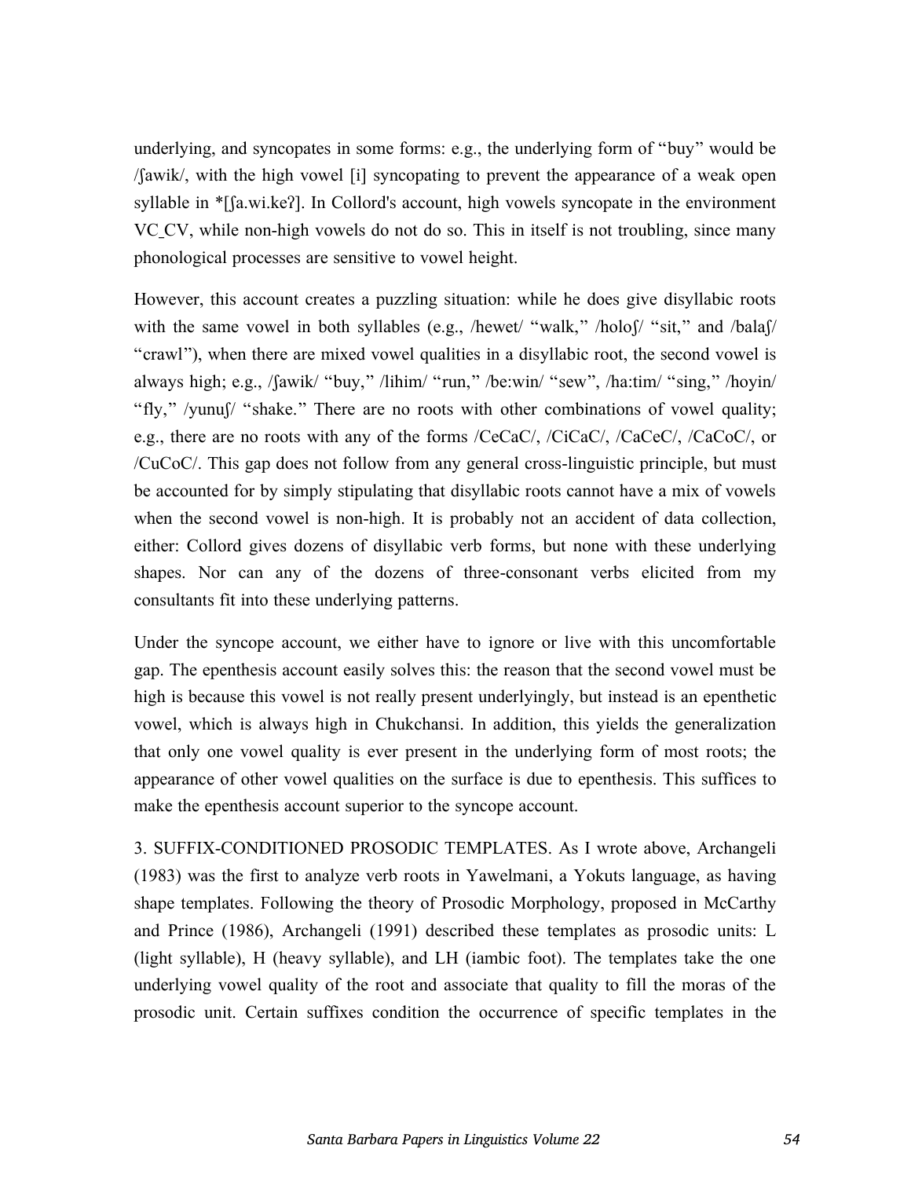underlying, and syncopates in some forms: e.g., the underlying form of "buy" would be /ʃawik/, with the high vowel [i] syncopating to prevent the appearance of a weak open syllable in *[ʃa.wi.keʔ]. In Collord's account, high vowels syncopate in the environment VC_CV, while non-high vowels do not do so. This in itself is not troubling, since many phonological processes are sensitive to vowel height.

However, this account creates a puzzling situation: while he does give disyllabic roots with the same vowel in both syllables (e.g., /hewet/ "walk," /holoʃ/ "sit," and /balaʃ/ "crawl"), when there are mixed vowel qualities in a disyllabic root, the second vowel is always high; e.g., /ʃawik/ "buy," /lihim/ "run," /be:win/ "sew", /ha:tim/ "sing," /hoyin/ "fly," /yunuʃ/ "shake." There are no roots with other combinations of vowel quality; e.g., there are no roots with any of the forms /CeCaC/, /CiCaC/, /CaCeC/, /CaCoC/, or /CuCoC/. This gap does not follow from any general cross-linguistic principle, but must be accounted for by simply stipulating that disyllabic roots cannot have a mix of vowels when the second vowel is non-high. It is probably not an accident of data collection, either: Collord gives dozens of disyllabic verb forms, but none with these underlying shapes. Nor can any of the dozens of three-consonant verbs elicited from my consultants fit into these underlying patterns.

Under the syncope account, we either have to ignore or live with this uncomfortable gap. The epenthesis account easily solves this: the reason that the second vowel must be high is because this vowel is not really present underlyingly, but instead is an epenthetic vowel, which is always high in Chukchansi. In addition, this yields the generalization that only one vowel quality is ever present in the underlying form of most roots; the appearance of other vowel qualities on the surface is due to epenthesis. This suffices to make the epenthesis account superior to the syncope account.

3. SUFFIX-CONDITIONED PROSODIC TEMPLATES. As I wrote above, Archangeli (1983) was the first to analyze verb roots in Yawelmani, a Yokuts language, as having shape templates. Following the theory of Prosodic Morphology, proposed in McCarthy and Prince (1986), Archangeli (1991) described these templates as prosodic units: L (light syllable), H (heavy syllable), and LH (iambic foot). The templates take the one underlying vowel quality of the root and associate that quality to fill the moras of the prosodic unit. Certain suffixes condition the occurrence of specific templates in the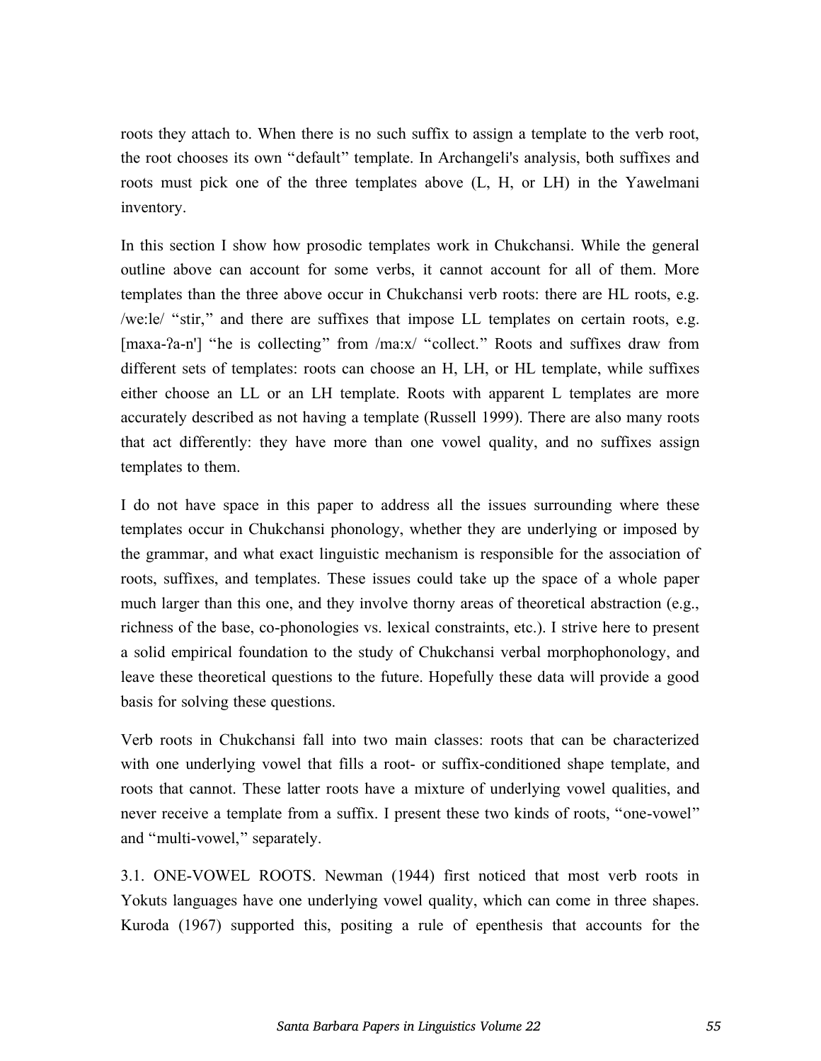roots they attach to. When there is no such suffix to assign a template to the verb root, the root chooses its own "default" template. In Archangeli's analysis, both suffixes and roots must pick one of the three templates above (L, H, or LH) in the Yawelmani inventory.

In this section I show how prosodic templates work in Chukchansi. While the general outline above can account for some verbs, it cannot account for all of them. More templates than the three above occur in Chukchansi verb roots: there are HL roots, e.g. /we:le/ "stir," and there are suffixes that impose LL templates on certain roots, e.g. [maxa-ʔa-n'] "he is collecting" from /ma:x/ "collect." Roots and suffixes draw from different sets of templates: roots can choose an H, LH, or HL template, while suffixes either choose an LL or an LH template. Roots with apparent L templates are more accurately described as not having a template (Russell 1999). There are also many roots that act differently: they have more than one vowel quality, and no suffixes assign templates to them.

I do not have space in this paper to address all the issues surrounding where these templates occur in Chukchansi phonology, whether they are underlying or imposed by the grammar, and what exact linguistic mechanism is responsible for the association of roots, suffixes, and templates. These issues could take up the space of a whole paper much larger than this one, and they involve thorny areas of theoretical abstraction (e.g., richness of the base, co-phonologies vs. lexical constraints, etc.). I strive here to present a solid empirical foundation to the study of Chukchansi verbal morphophonology, and leave these theoretical questions to the future. Hopefully these data will provide a good basis for solving these questions.

Verb roots in Chukchansi fall into two main classes: roots that can be characterized with one underlying vowel that fills a root- or suffix-conditioned shape template, and roots that cannot. These latter roots have a mixture of underlying vowel qualities, and never receive a template from a suffix. I present these two kinds of roots, "one-vowel" and "multi-vowel," separately.

3.1. ONE-VOWEL ROOTS. Newman (1944) first noticed that most verb roots in Yokuts languages have one underlying vowel quality, which can come in three shapes. Kuroda (1967) supported this, positing a rule of epenthesis that accounts for the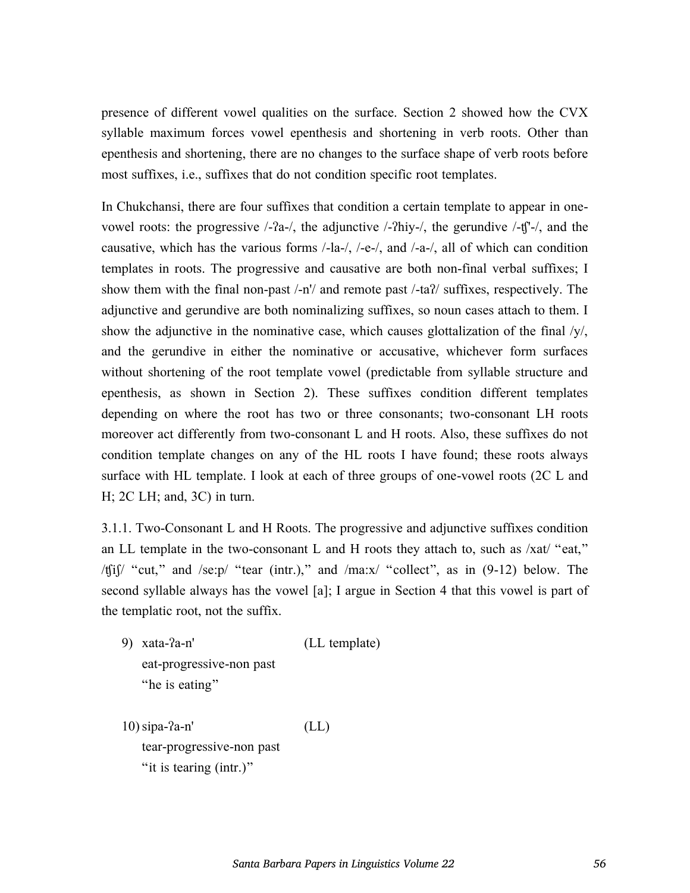presence of different vowel qualities on the surface. Section 2 showed how the CVX syllable maximum forces vowel epenthesis and shortening in verb roots. Other than epenthesis and shortening, there are no changes to the surface shape of verb roots before most suffixes, i.e., suffixes that do not condition specific root templates.

In Chukchansi, there are four suffixes that condition a certain template to appear in one-vowel roots: the progressive /-ʔa-/, the adjunctive /-ʔhiy-/, the gerundive /-ʧ'-/, and the causative, which has the various forms /-la-/, /-e-/, and /-a-/, all of which can condition templates in roots. The progressive and causative are both non-final verbal suffixes; I show them with the final non-past /-n'/ and remote past /-taʔ/ suffixes, respectively. The adjunctive and gerundive are both nominalizing suffixes, so noun cases attach to them. I show the adjunctive in the nominative case, which causes glottalization of the final /y/, and the gerundive in either the nominative or accusative, whichever form surfaces without shortening of the root template vowel (predictable from syllable structure and epenthesis, as shown in Section 2). These suffixes condition different templates depending on where the root has two or three consonants; two-consonant LH roots moreover act differently from two-consonant L and H roots. Also, these suffixes do not condition template changes on any of the HL roots I have found; these roots always surface with HL template. I look at each of three groups of one-vowel roots (2C L and H; 2C LH; and, 3C) in turn.

3.1.1. Two-Consonant L and H Roots. The progressive and adjunctive suffixes condition an LL template in the two-consonant L and H roots they attach to, such as /xat/ "eat," /ʧiʃ/ "cut," and /se:p/ "tear (intr.)," and /ma:x/ "collect", as in (9-12) below. The second syllable always has the vowel [a]; I argue in Section 4 that this vowel is part of the templatic root, not the suffix.

9) xata-ʔa-n' (LL template)
   eat-progressive-non past
   "he is eating"

10) sipa-ʔa-n' (LL)
   tear-progressive-non past
   "it is tearing (intr.)"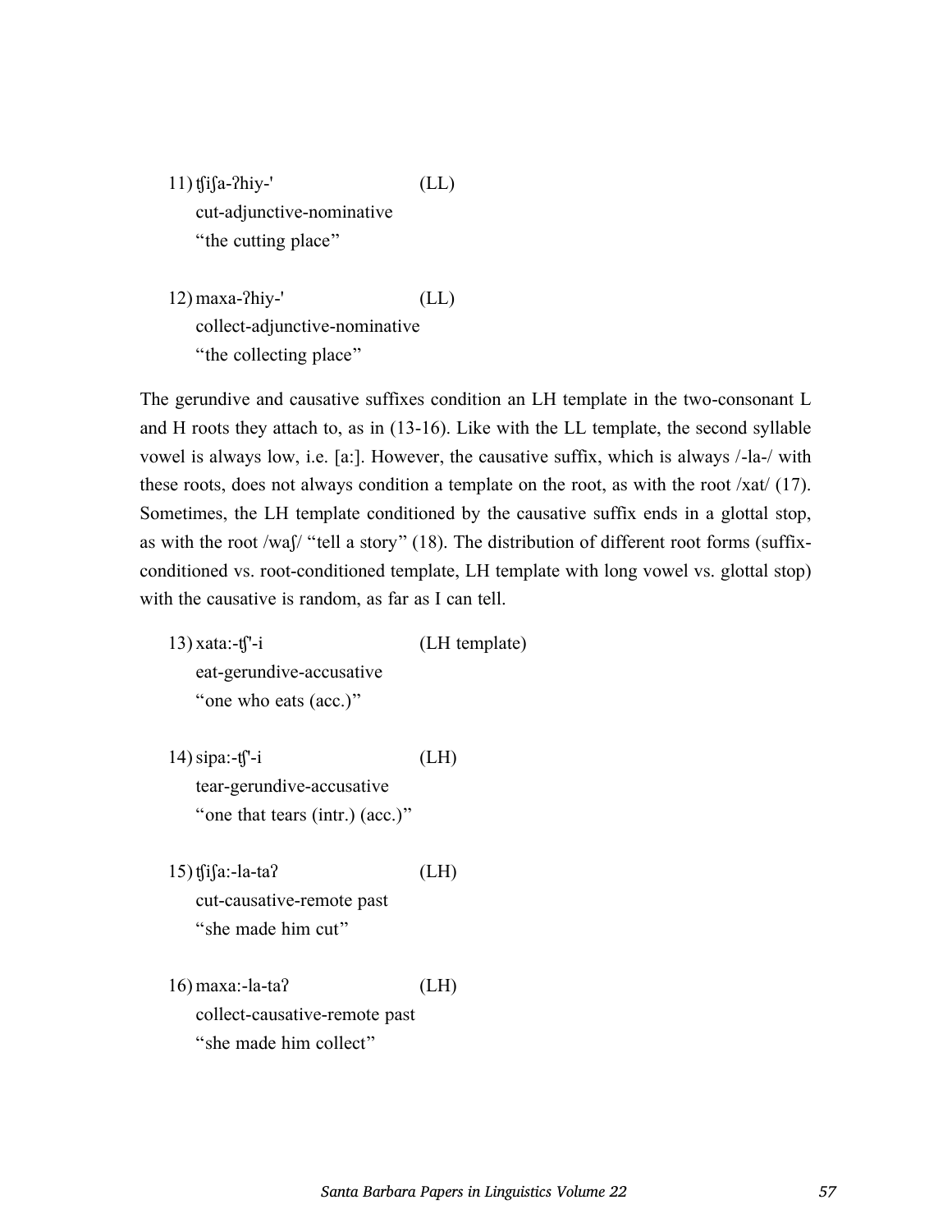11) ʧiʃa-ʔhiy-' (LL)
cut-adjunctive-nominative
"the cutting place"

12) maxa-ʔhiy-' (LL)
collect-adjunctive-nominative
"the collecting place"

The gerundive and causative suffixes condition an LH template in the two-consonant L and H roots they attach to, as in (13-16). Like with the LL template, the second syllable vowel is always low, i.e. [a:]. However, the causative suffix, which is always /-la-/ with these roots, does not always condition a template on the root, as with the root /xat/ (17). Sometimes, the LH template conditioned by the causative suffix ends in a glottal stop, as with the root /waʃ/ "tell a story" (18). The distribution of different root forms (suffix-conditioned vs. root-conditioned template, LH template with long vowel vs. glottal stop) with the causative is random, as far as I can tell.

13) xata:-ʧ'-i (LH template)
eat-gerundive-accusative
"one who eats (acc.)"

14) sipa:-ʧ'-i (LH)
tear-gerundive-accusative
"one that tears (intr.) (acc.)"

15) ʧiʃa:-la-taʔ (LH)
cut-causative-remote past
"she made him cut"

16) maxa:-la-taʔ (LH)
collect-causative-remote past
"she made him collect"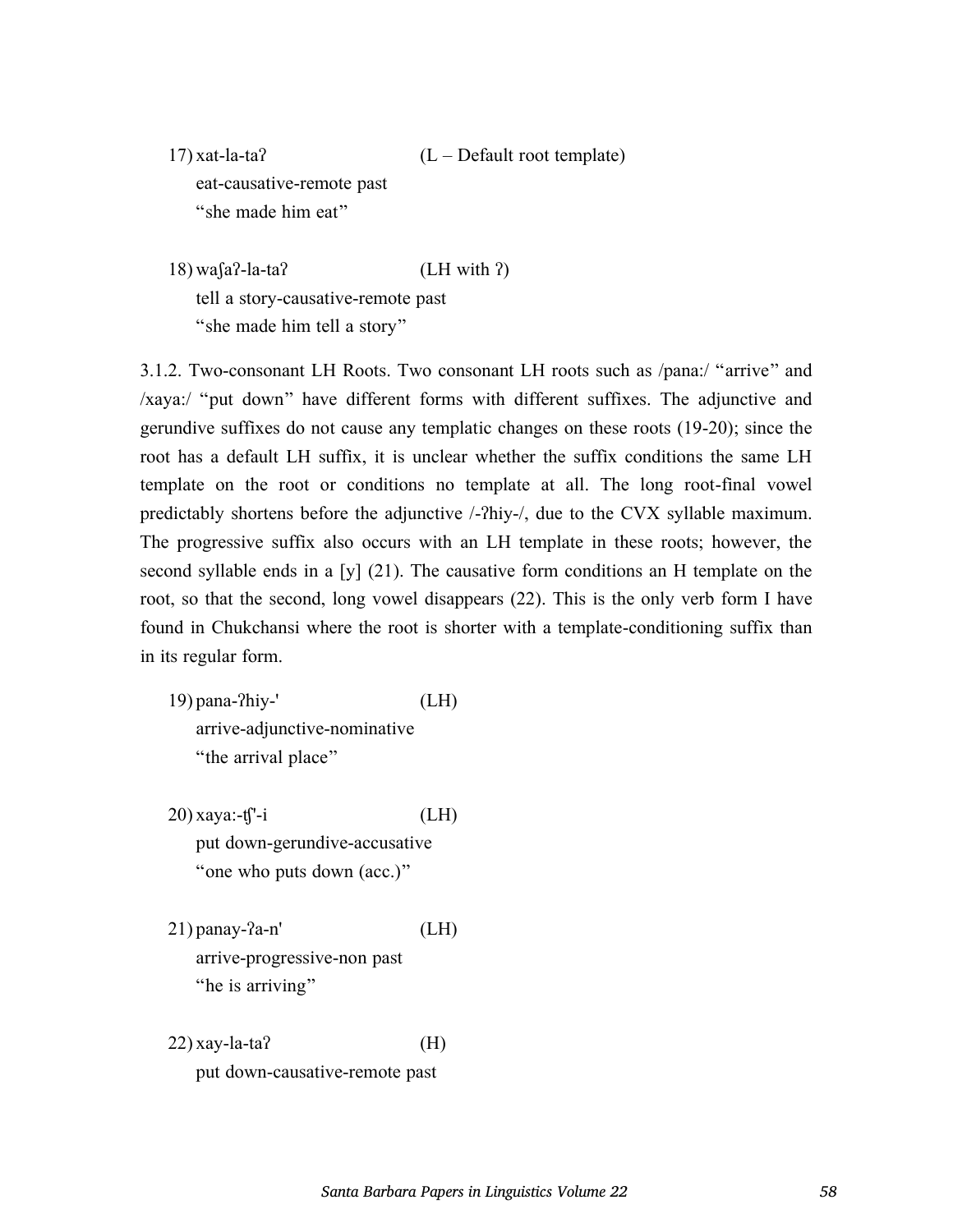17) xat-la-taʔ (L – Default root template)
   eat-causative-remote past
   "she made him eat"

18) waʃaʔ-la-taʔ (LH with ʔ)
   tell a story-causative-remote past
   "she made him tell a story"

3.1.2. Two-consonant LH Roots. Two consonant LH roots such as /pana:/ "arrive" and /xaya:/ "put down" have different forms with different suffixes. The adjunctive and gerundive suffixes do not cause any templatic changes on these roots (19-20); since the root has a default LH suffix, it is unclear whether the suffix conditions the same LH template on the root or conditions no template at all. The long root-final vowel predictably shortens before the adjunctive /-ʔhiy-/, due to the CVX syllable maximum. The progressive suffix also occurs with an LH template in these roots; however, the second syllable ends in a [y] (21). The causative form conditions an H template on the root, so that the second, long vowel disappears (22). This is the only verb form I have found in Chukchansi where the root is shorter with a template-conditioning suffix than in its regular form.

19) pana-ʔhiy-' (LH)
   arrive-adjunctive-nominative
   "the arrival place"

20) xaya:-ʧ'-i (LH)
   put down-gerundive-accusative
   "one who puts down (acc.)"

21) panay-ʔa-n' (LH)
   arrive-progressive-non past
   "he is arriving"

22) xay-la-taʔ (H)
   put down-causative-remote past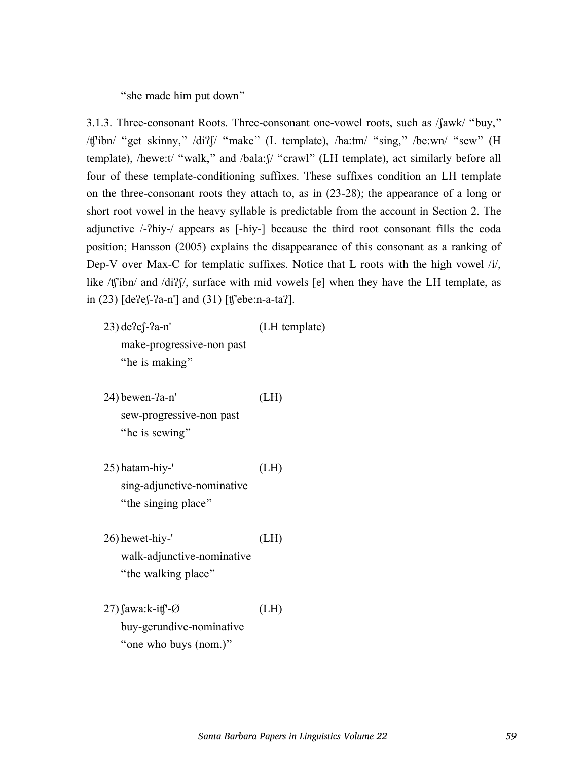"she made him put down"

3.1.3. Three-consonant Roots. Three-consonant one-vowel roots, such as /ʃawk/ "buy," /ʧ'ibn/ "get skinny," /diʔʃ/ "make" (L template), /ha:tm/ "sing," /be:wn/ "sew" (H template), /hewe:t/ "walk," and /bala:ʃ/ "crawl" (LH template), act similarly before all four of these template-conditioning suffixes. These suffixes condition an LH template on the three-consonant roots they attach to, as in (23-28); the appearance of a long or short root vowel in the heavy syllable is predictable from the account in Section 2. The adjunctive /-ʔhiy-/ appears as [-hiy-] because the third root consonant fills the coda position; Hansson (2005) explains the disappearance of this consonant as a ranking of Dep-V over Max-C for templatic suffixes. Notice that L roots with the high vowel /i/, like /ʧ'ibn/ and /diʔʃ/, surface with mid vowels [e] when they have the LH template, as in (23) [deʔeʃ-ʔa-n'] and (31) [ʧ'ebe:n-a-taʔ].

23) deʔeʃ-ʔa-n' (LH template)
make-progressive-non past
"he is making"

24) bewen-ʔa-n' (LH)
sew-progressive-non past
"he is sewing"

25) hatam-hiy-' (LH)
sing-adjunctive-nominative
"the singing place"

26) hewet-hiy-' (LH)
walk-adjunctive-nominative
"the walking place"

27) ʃawa:k-iʧ'-Ø (LH)
buy-gerundive-nominative
"one who buys (nom.)"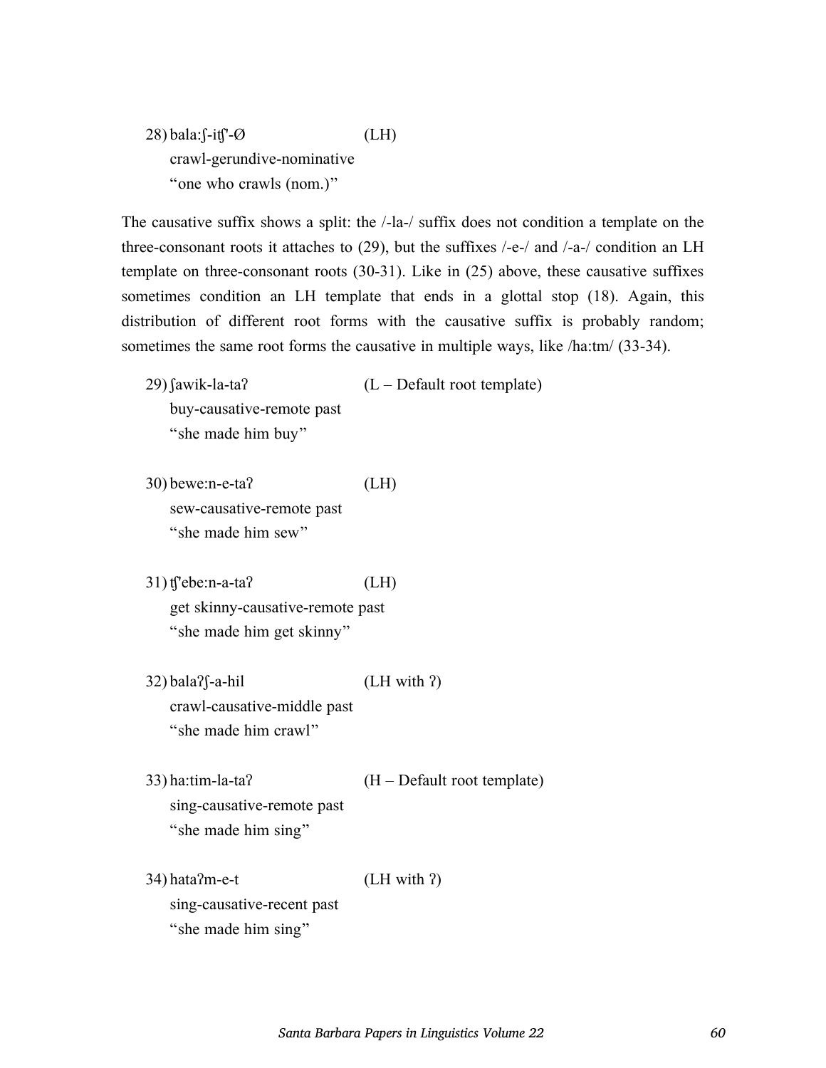28) bala:ʃ-itʃ'-Ø (LH)
crawl-gerundive-nominative
"one who crawls (nom.)"

The causative suffix shows a split: the /-la-/ suffix does not condition a template on the three-consonant roots it attaches to (29), but the suffixes /-e-/ and /-a-/ condition an LH template on three-consonant roots (30-31). Like in (25) above, these causative suffixes sometimes condition an LH template that ends in a glottal stop (18). Again, this distribution of different root forms with the causative suffix is probably random; sometimes the same root forms the causative in multiple ways, like /ha:tm/ (33-34).

29) ʃawik-la-taʔ (L – Default root template)
buy-causative-remote past
"she made him buy"

30) bewe:n-e-taʔ (LH)
sew-causative-remote past
"she made him sew"

31) tʃ'ebe:n-a-taʔ (LH)
get skinny-causative-remote past
"she made him get skinny"

32) balaʔʃ-a-hil (LH with ʔ)
crawl-causative-middle past
"she made him crawl"

33) ha:tim-la-taʔ (H – Default root template)
sing-causative-remote past
"she made him sing"

34) hataʔm-e-t (LH with ʔ)
sing-causative-recent past
"she made him sing"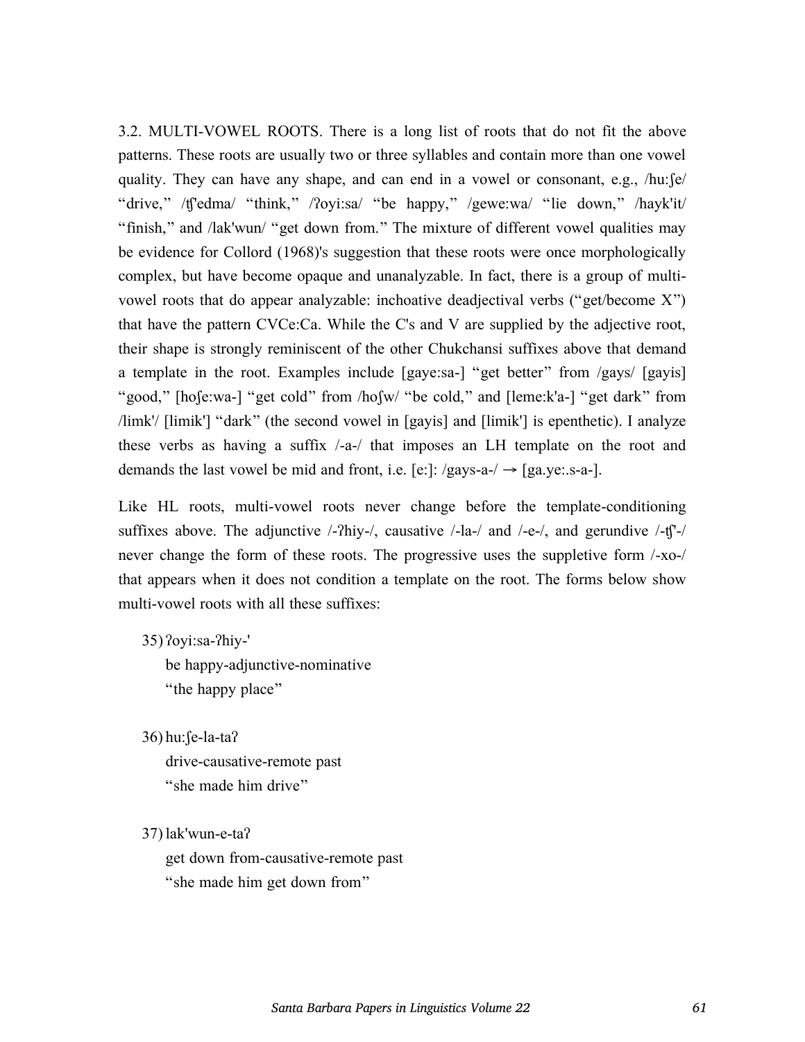3.2. MULTI-VOWEL ROOTS. There is a long list of roots that do not fit the above patterns. These roots are usually two or three syllables and contain more than one vowel quality. They can have any shape, and can end in a vowel or consonant, e.g., /hu:ʃe/ "drive," /ʧ'edma/ "think," /ʔoyi:sa/ "be happy," /gewe:wa/ "lie down," /hayk'it/ "finish," and /lak'wun/ "get down from." The mixture of different vowel qualities may be evidence for Collord (1968)'s suggestion that these roots were once morphologically complex, but have become opaque and unanalyzable. In fact, there is a group of multi-vowel roots that do appear analyzable: inchoative deadjectival verbs ("get/become X") that have the pattern CVCe:Ca. While the C's and V are supplied by the adjective root, their shape is strongly reminiscent of the other Chukchansi suffixes above that demand a template in the root. Examples include [gaye:sa-] "get better" from /gays/ [gayis] "good," [hoʃe:wa-] "get cold" from /hoʃw/ "be cold," and [leme:k'a-] "get dark" from /limk'/ [limik'] "dark" (the second vowel in [gayis] and [limik'] is epenthetic). I analyze these verbs as having a suffix /-a-/ that imposes an LH template on the root and demands the last vowel be mid and front, i.e. [e:]: /gays-a-/ → [ga.ye:.s-a-].

Like HL roots, multi-vowel roots never change before the template-conditioning suffixes above. The adjunctive /-ʔhiy-/, causative /-la-/ and /-e-/, and gerundive /-ʧ'-/ never change the form of these roots. The progressive uses the suppletive form /-xo-/ that appears when it does not condition a template on the root. The forms below show multi-vowel roots with all these suffixes:

35) ʔoyi:sa-ʔhiy-'
be happy-adjunctive-nominative
"the happy place"

36) hu:ʃe-la-taʔ
drive-causative-remote past
"she made him drive"

37) lak'wun-e-taʔ
get down from-causative-remote past
"she made him get down from"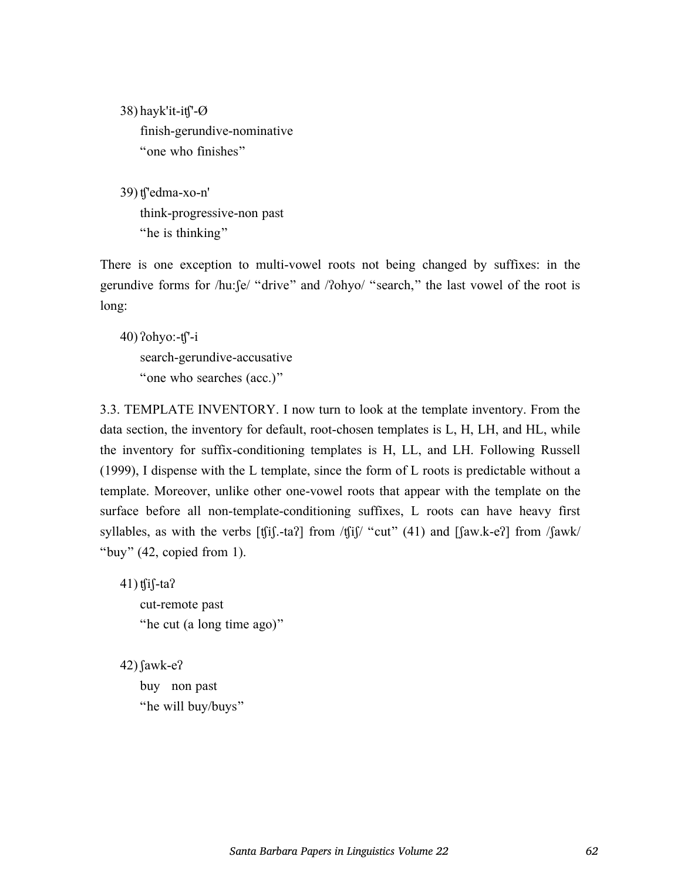38) hayk'it-itʃ'-Ø
    finish-gerundive-nominative
    "one who finishes"

39) tʃ'edma-xo-n'
    think-progressive-non past
    "he is thinking"

There is one exception to multi-vowel roots not being changed by suffixes: in the gerundive forms for /hu:ʃe/ "drive" and /ʔohyo/ "search," the last vowel of the root is long:

40) ʔohyo:-tʃ'-i
    search-gerundive-accusative
    "one who searches (acc.)"

3.3. TEMPLATE INVENTORY. I now turn to look at the template inventory. From the data section, the inventory for default, root-chosen templates is L, H, LH, and HL, while the inventory for suffix-conditioning templates is H, LL, and LH. Following Russell (1999), I dispense with the L template, since the form of L roots is predictable without a template. Moreover, unlike other one-vowel roots that appear with the template on the surface before all non-template-conditioning suffixes, L roots can have heavy first syllables, as with the verbs [tʃiʃ.-taʔ] from /tʃiʃ/ "cut" (41) and [ʃaw.k-eʔ] from /ʃawk/ "buy" (42, copied from 1).

41) tʃiʃ-taʔ
    cut-remote past
    "he cut (a long time ago)"

42) ʃawk-eʔ
    buy non past
    "he will buy/buys"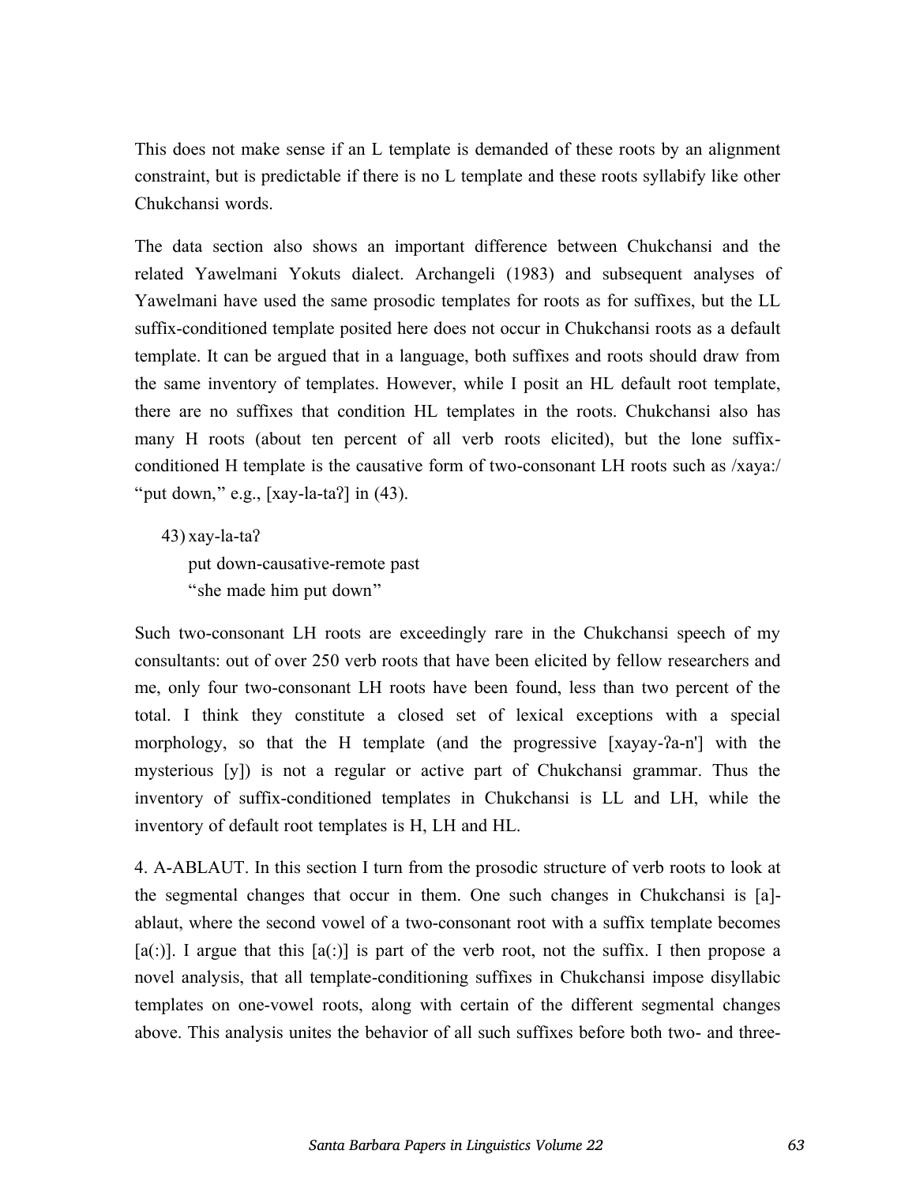This does not make sense if an L template is demanded of these roots by an alignment constraint, but is predictable if there is no L template and these roots syllabify like other Chukchansi words.

The data section also shows an important difference between Chukchansi and the related Yawelmani Yokuts dialect. Archangeli (1983) and subsequent analyses of Yawelmani have used the same prosodic templates for roots as for suffixes, but the LL suffix-conditioned template posited here does not occur in Chukchansi roots as a default template. It can be argued that in a language, both suffixes and roots should draw from the same inventory of templates. However, while I posit an HL default root template, there are no suffixes that condition HL templates in the roots. Chukchansi also has many H roots (about ten percent of all verb roots elicited), but the lone suffix-conditioned H template is the causative form of two-consonant LH roots such as /xaya:/ "put down," e.g., [xay-la-taʔ] in (43).

43) xay-la-taʔ
    put down-causative-remote past
    "she made him put down"

Such two-consonant LH roots are exceedingly rare in the Chukchansi speech of my consultants: out of over 250 verb roots that have been elicited by fellow researchers and me, only four two-consonant LH roots have been found, less than two percent of the total. I think they constitute a closed set of lexical exceptions with a special morphology, so that the H template (and the progressive [xayay-ʔa-n'] with the mysterious [y]) is not a regular or active part of Chukchansi grammar. Thus the inventory of suffix-conditioned templates in Chukchansi is LL and LH, while the inventory of default root templates is H, LH and HL.

4. A-ABLAUT. In this section I turn from the prosodic structure of verb roots to look at the segmental changes that occur in them. One such changes in Chukchansi is [a]-ablaut, where the second vowel of a two-consonant root with a suffix template becomes [a(:)]. I argue that this [a(:)] is part of the verb root, not the suffix. I then propose a novel analysis, that all template-conditioning suffixes in Chukchansi impose disyllabic templates on one-vowel roots, along with certain of the different segmental changes above. This analysis unites the behavior of all such suffixes before both two- and three-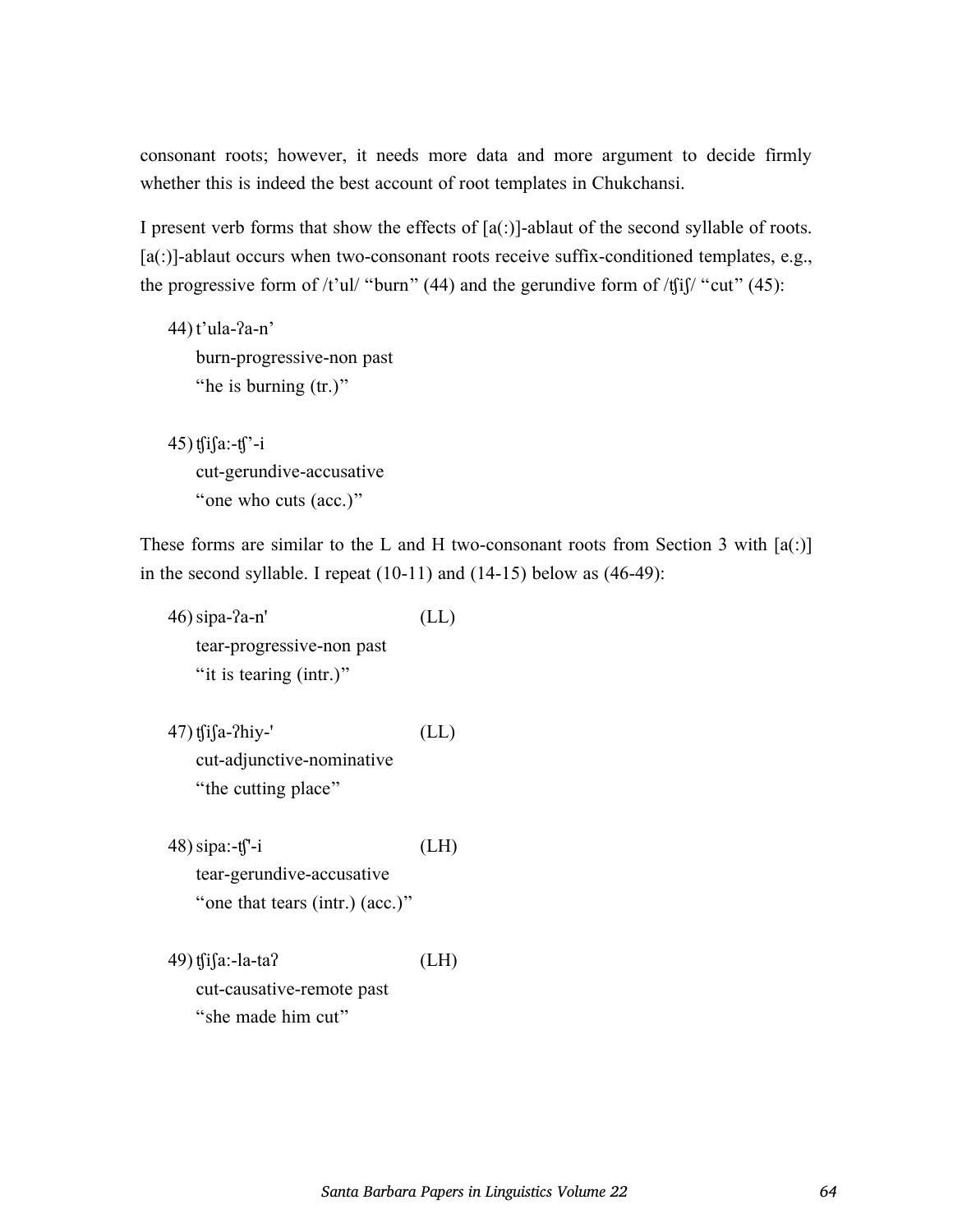consonant roots; however, it needs more data and more argument to decide firmly whether this is indeed the best account of root templates in Chukchansi.

I present verb forms that show the effects of [a(:)]-ablaut of the second syllable of roots. [a(:)]-ablaut occurs when two-consonant roots receive suffix-conditioned templates, e.g., the progressive form of /t'ul/ "burn" (44) and the gerundive form of /ʧiʃ/ "cut" (45):

44) t'ula-ʔa-n'
    burn-progressive-non past
    "he is burning (tr.)"

45) ʧiʃa:-ʧ'-i
    cut-gerundive-accusative
    "one who cuts (acc.)"

These forms are similar to the L and H two-consonant roots from Section 3 with [a(:)] in the second syllable. I repeat (10-11) and (14-15) below as (46-49):

46) sipa-ʔa-n' (LL)
    tear-progressive-non past
    "it is tearing (intr.)"

47) ʧiʃa-ʔhiy-' (LL)
    cut-adjunctive-nominative
    "the cutting place"

48) sipa:-ʧ'-i (LH)
    tear-gerundive-accusative
    "one that tears (intr.) (acc.)"

49) ʧiʃa:-la-taʔ (LH)
    cut-causative-remote past
    "she made him cut"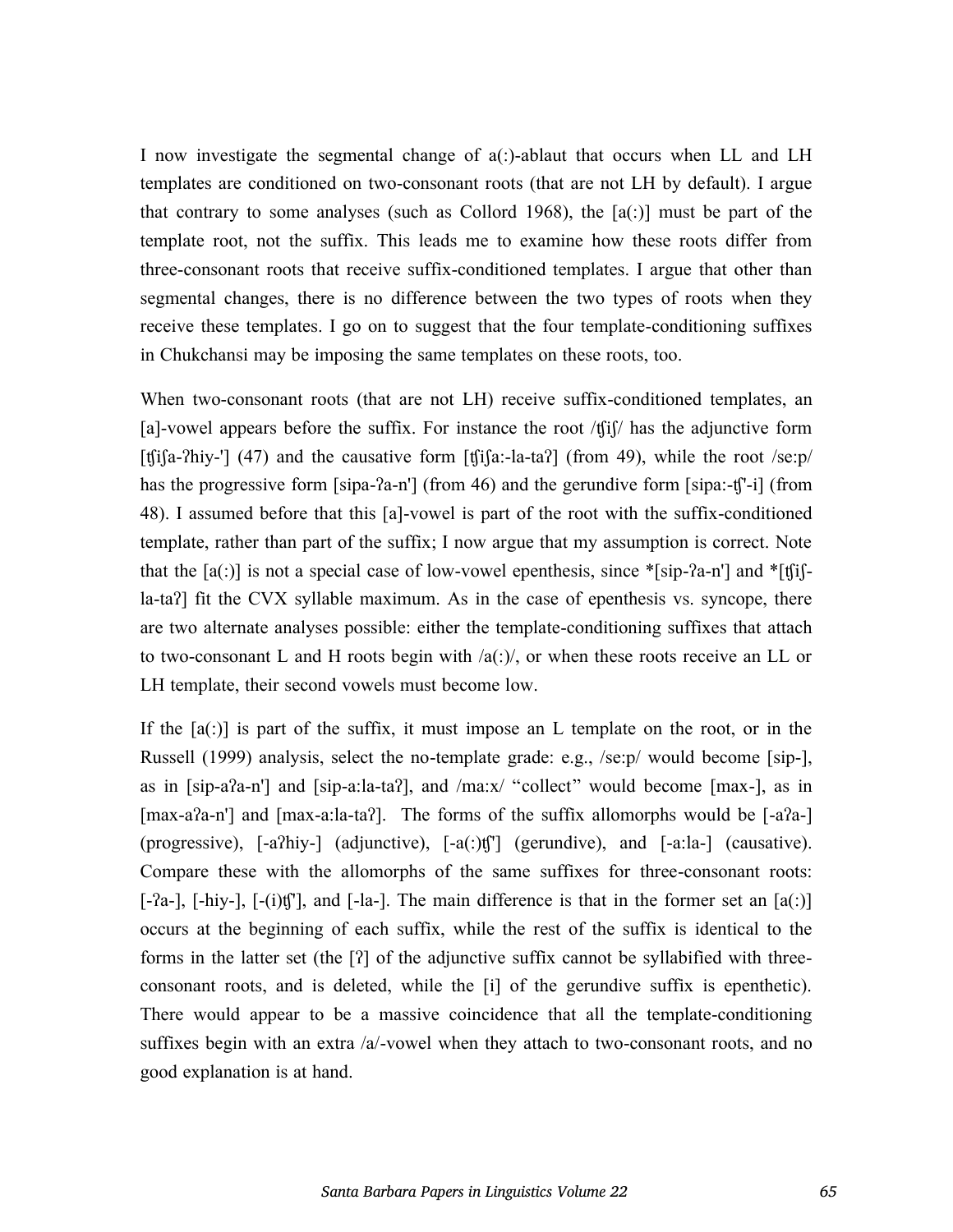I now investigate the segmental change of a(:)-ablaut that occurs when LL and LH templates are conditioned on two-consonant roots (that are not LH by default). I argue that contrary to some analyses (such as Collord 1968), the [a(:)] must be part of the template root, not the suffix. This leads me to examine how these roots differ from three-consonant roots that receive suffix-conditioned templates. I argue that other than segmental changes, there is no difference between the two types of roots when they receive these templates. I go on to suggest that the four template-conditioning suffixes in Chukchansi may be imposing the same templates on these roots, too.

When two-consonant roots (that are not LH) receive suffix-conditioned templates, an [a]-vowel appears before the suffix. For instance the root /ʧiʃ/ has the adjunctive form [ʧiʃa-ʔhiy-'] (47) and the causative form [ʧiʃa:-la-taʔ] (from 49), while the root /se:p/ has the progressive form [sipa-ʔa-n'] (from 46) and the gerundive form [sipa:-ʧ'-i] (from 48). I assumed before that this [a]-vowel is part of the root with the suffix-conditioned template, rather than part of the suffix; I now argue that my assumption is correct. Note that the [a(:)] is not a special case of low-vowel epenthesis, since *[sip-ʔa-n'] and *[ʧiʃ-la-taʔ] fit the CVX syllable maximum. As in the case of epenthesis vs. syncope, there are two alternate analyses possible: either the template-conditioning suffixes that attach to two-consonant L and H roots begin with /a(:)/, or when these roots receive an LL or LH template, their second vowels must become low.

If the [a(:)] is part of the suffix, it must impose an L template on the root, or in the Russell (1999) analysis, select the no-template grade: e.g., /se:p/ would become [sip-], as in [sip-aʔa-n'] and [sip-a:la-taʔ], and /ma:x/ "collect" would become [max-], as in [max-aʔa-n'] and [max-a:la-taʔ]. The forms of the suffix allomorphs would be [-aʔa-] (progressive), [-aʔhiy-] (adjunctive), [-a(:)ʧ'] (gerundive), and [-a:la-] (causative). Compare these with the allomorphs of the same suffixes for three-consonant roots: [-ʔa-], [-hiy-], [-(i)ʧ'], and [-la-]. The main difference is that in the former set an [a(:)] occurs at the beginning of each suffix, while the rest of the suffix is identical to the forms in the latter set (the [ʔ] of the adjunctive suffix cannot be syllabified with three-consonant roots, and is deleted, while the [i] of the gerundive suffix is epenthetic). There would appear to be a massive coincidence that all the template-conditioning suffixes begin with an extra /a/-vowel when they attach to two-consonant roots, and no good explanation is at hand.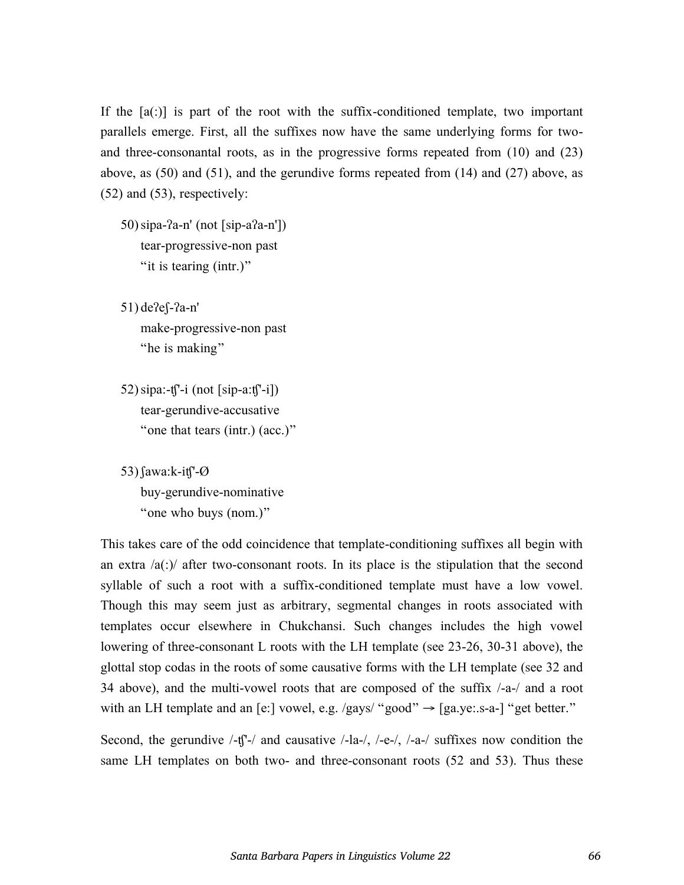If the [a(:)] is part of the root with the suffix-conditioned template, two important parallels emerge. First, all the suffixes now have the same underlying forms for two- and three-consonantal roots, as in the progressive forms repeated from (10) and (23) above, as (50) and (51), and the gerundive forms repeated from (14) and (27) above, as (52) and (53), respectively:

50) sipa-ʔa-n' (not [sip-aʔa-n'])
    tear-progressive-non past
    "it is tearing (intr.)"

51) deʔeʃ-ʔa-n'
    make-progressive-non past
    "he is making"

52) sipa:-ʧ'-i (not [sip-a:ʧ'-i])
    tear-gerundive-accusative
    "one that tears (intr.) (acc.)"

53) ʃawa:k-iʧ'-Ø
    buy-gerundive-nominative
    "one who buys (nom.)"

This takes care of the odd coincidence that template-conditioning suffixes all begin with an extra /a(:)/ after two-consonant roots. In its place is the stipulation that the second syllable of such a root with a suffix-conditioned template must have a low vowel. Though this may seem just as arbitrary, segmental changes in roots associated with templates occur elsewhere in Chukchansi. Such changes includes the high vowel lowering of three-consonant L roots with the LH template (see 23-26, 30-31 above), the glottal stop codas in the roots of some causative forms with the LH template (see 32 and 34 above), and the multi-vowel roots that are composed of the suffix /-a-/ and a root with an LH template and an [e:] vowel, e.g. /gays/ "good" → [ga.ye:.s-a-] "get better."

Second, the gerundive /-ʧ'-/ and causative /-la-/, /-e-/, /-a-/ suffixes now condition the same LH templates on both two- and three-consonant roots (52 and 53). Thus these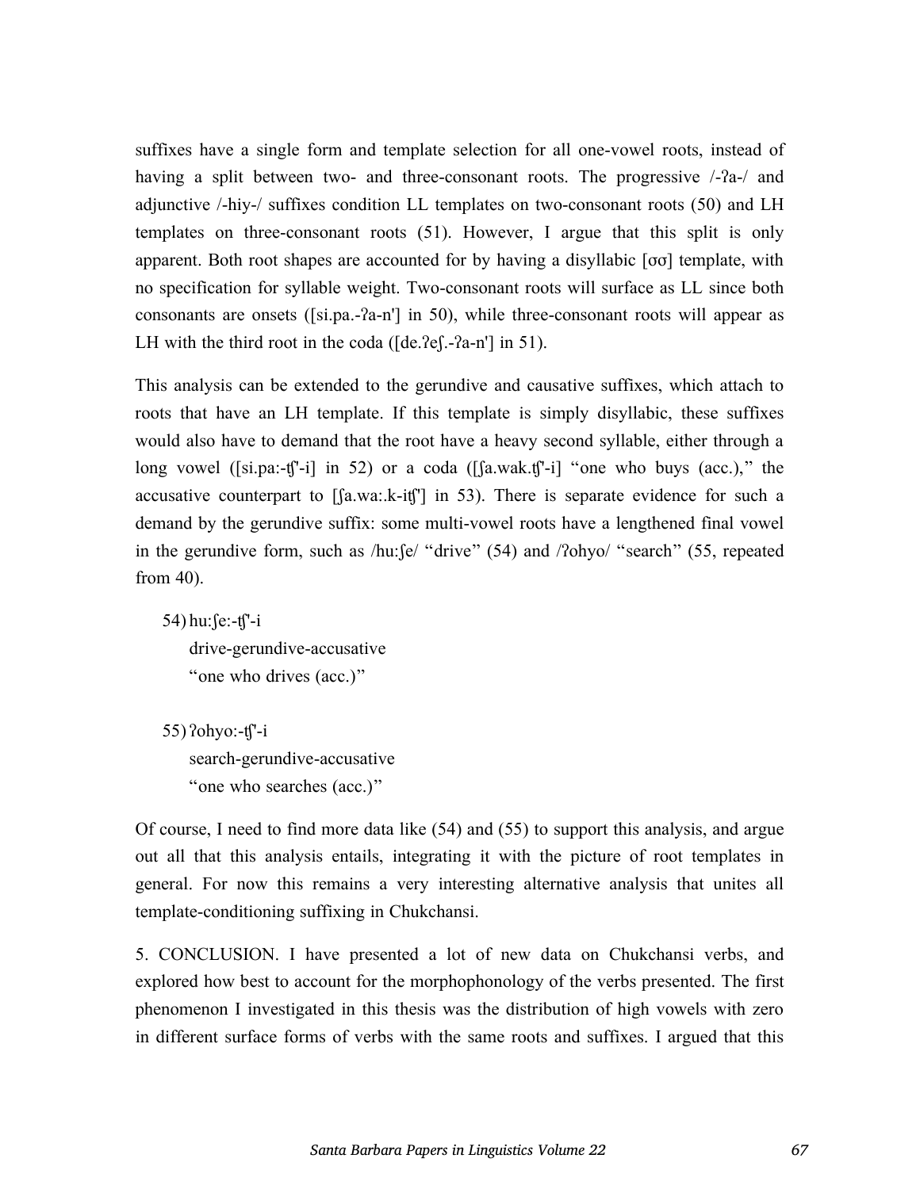suffixes have a single form and template selection for all one-vowel roots, instead of having a split between two- and three-consonant roots. The progressive /-ʔa-/ and adjunctive /-hiy-/ suffixes condition LL templates on two-consonant roots (50) and LH templates on three-consonant roots (51). However, I argue that this split is only apparent. Both root shapes are accounted for by having a disyllabic [σσ] template, with no specification for syllable weight. Two-consonant roots will surface as LL since both consonants are onsets ([si.pa.-ʔa-nʼ] in 50), while three-consonant roots will appear as LH with the third root in the coda ([de.ʔeʃ.-ʔa-nʼ] in 51).

This analysis can be extended to the gerundive and causative suffixes, which attach to roots that have an LH template. If this template is simply disyllabic, these suffixes would also have to demand that the root have a heavy second syllable, either through a long vowel ([si.pa:-ʧʼ-i] in 52) or a coda ([ʃa.wak.ʧʼ-i] "one who buys (acc.)," the accusative counterpart to [ʃa.wa:.k-iʧʼ] in 53). There is separate evidence for such a demand by the gerundive suffix: some multi-vowel roots have a lengthened final vowel in the gerundive form, such as /hu:ʃe/ "drive" (54) and /ʔohyo/ "search" (55, repeated from 40).

54) hu:ʃe:-ʧʼ-i
    drive-gerundive-accusative
    "one who drives (acc.)"

55) ʔohyo:-ʧʼ-i
    search-gerundive-accusative
    "one who searches (acc.)"

Of course, I need to find more data like (54) and (55) to support this analysis, and argue out all that this analysis entails, integrating it with the picture of root templates in general. For now this remains a very interesting alternative analysis that unites all template-conditioning suffixing in Chukchansi.

5. CONCLUSION. I have presented a lot of new data on Chukchansi verbs, and explored how best to account for the morphophonology of the verbs presented. The first phenomenon I investigated in this thesis was the distribution of high vowels with zero in different surface forms of verbs with the same roots and suffixes. I argued that this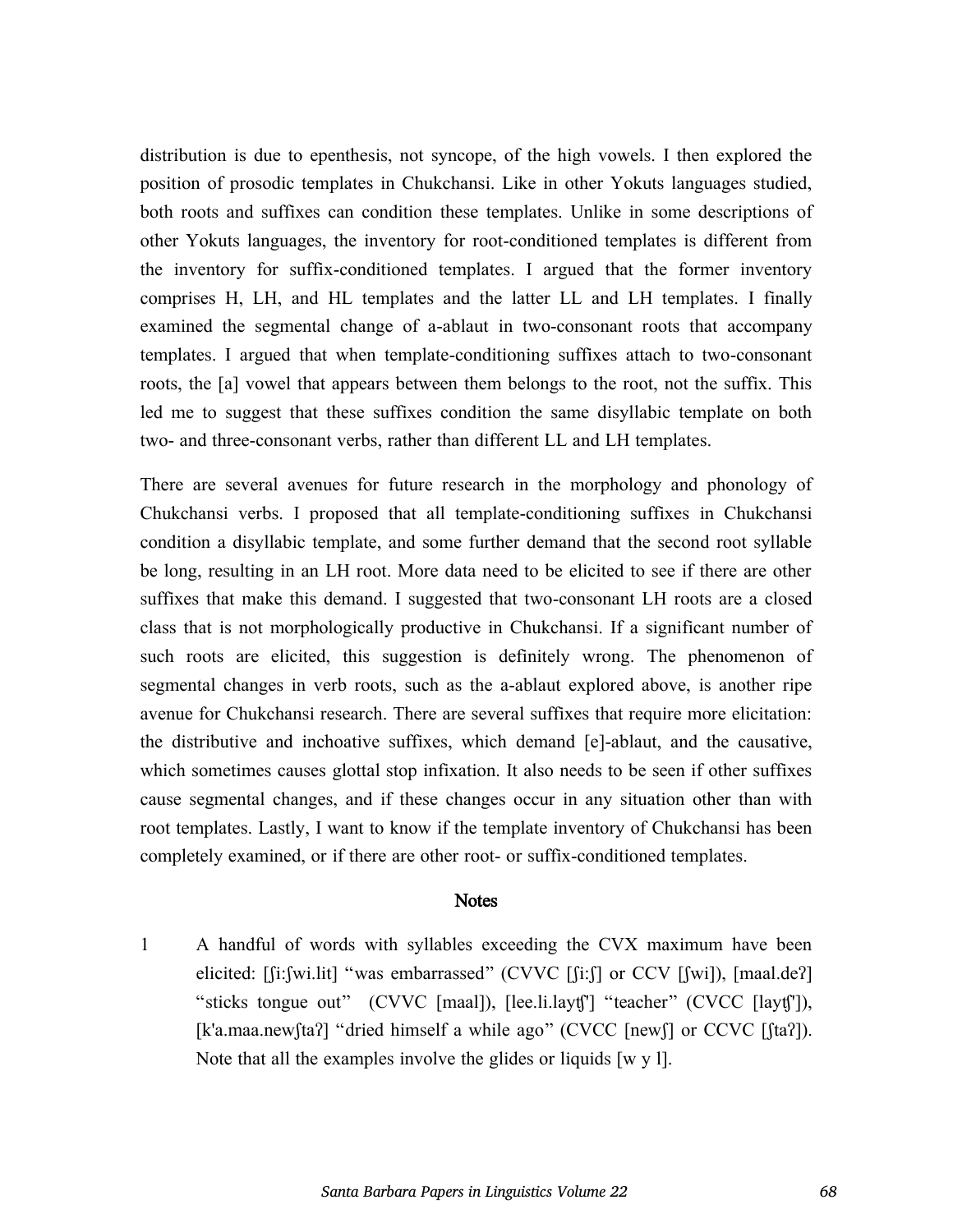distribution is due to epenthesis, not syncope, of the high vowels. I then explored the position of prosodic templates in Chukchansi. Like in other Yokuts languages studied, both roots and suffixes can condition these templates. Unlike in some descriptions of other Yokuts languages, the inventory for root-conditioned templates is different from the inventory for suffix-conditioned templates. I argued that the former inventory comprises H, LH, and HL templates and the latter LL and LH templates. I finally examined the segmental change of a-ablaut in two-consonant roots that accompany templates. I argued that when template-conditioning suffixes attach to two-consonant roots, the [a] vowel that appears between them belongs to the root, not the suffix. This led me to suggest that these suffixes condition the same disyllabic template on both two- and three-consonant verbs, rather than different LL and LH templates.

There are several avenues for future research in the morphology and phonology of Chukchansi verbs. I proposed that all template-conditioning suffixes in Chukchansi condition a disyllabic template, and some further demand that the second root syllable be long, resulting in an LH root. More data need to be elicited to see if there are other suffixes that make this demand. I suggested that two-consonant LH roots are a closed class that is not morphologically productive in Chukchansi. If a significant number of such roots are elicited, this suggestion is definitely wrong. The phenomenon of segmental changes in verb roots, such as the a-ablaut explored above, is another ripe avenue for Chukchansi research. There are several suffixes that require more elicitation: the distributive and inchoative suffixes, which demand [e]-ablaut, and the causative, which sometimes causes glottal stop infixation. It also needs to be seen if other suffixes cause segmental changes, and if these changes occur in any situation other than with root templates. Lastly, I want to know if the template inventory of Chukchansi has been completely examined, or if there are other root- or suffix-conditioned templates.

## Notes

1 A handful of words with syllables exceeding the CVX maximum have been elicited: [ʃiːʃwi.lit] "was embarrassed" (CVVC [ʃiːʃ] or CCV [ʃwi]), [maal.deʔ] "sticks tongue out" (CVVC [maal]), [lee.li.laytʃ'] "teacher" (CVCC [laytʃ']), [k'a.maa.newʃtaʔ] "dried himself a while ago" (CVCC [newʃ] or CCVC [ʃtaʔ]). Note that all the examples involve the glides or liquids [w y l].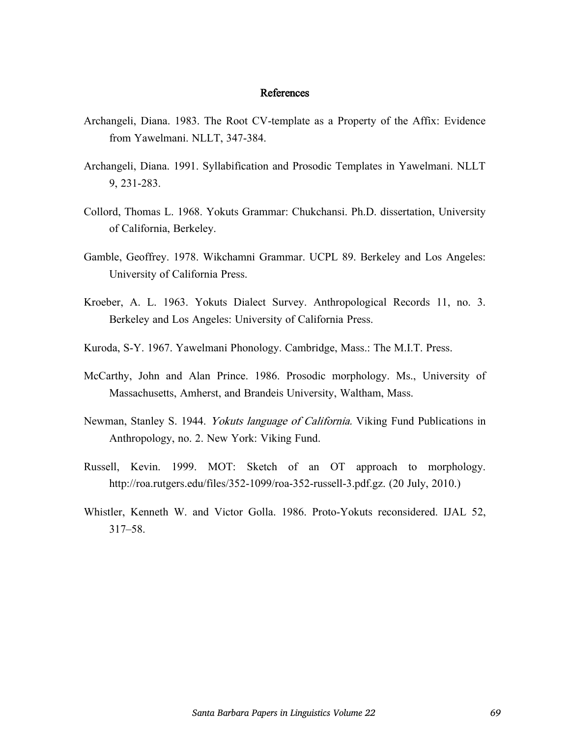# References

Archangeli, Diana. 1983. The Root CV-template as a Property of the Affix: Evidence from Yawelmani. NLLT, 347-384.

Archangeli, Diana. 1991. Syllabification and Prosodic Templates in Yawelmani. NLLT 9, 231-283.

Collord, Thomas L. 1968. Yokuts Grammar: Chukchansi. Ph.D. dissertation, University of California, Berkeley.

Gamble, Geoffrey. 1978. Wikchamni Grammar. UCPL 89. Berkeley and Los Angeles: University of California Press.

Kroeber, A. L. 1963. Yokuts Dialect Survey. Anthropological Records 11, no. 3. Berkeley and Los Angeles: University of California Press.

Kuroda, S-Y. 1967. Yawelmani Phonology. Cambridge, Mass.: The M.I.T. Press.

McCarthy, John and Alan Prince. 1986. Prosodic morphology. Ms., University of Massachusetts, Amherst, and Brandeis University, Waltham, Mass.

Newman, Stanley S. 1944. *Yokuts language of California.* Viking Fund Publications in Anthropology, no. 2. New York: Viking Fund.

Russell, Kevin. 1999. MOT: Sketch of an OT approach to morphology. http://roa.rutgers.edu/files/352-1099/roa-352-russell-3.pdf.gz. (20 July, 2010.)

Whistler, Kenneth W. and Victor Golla. 1986. Proto-Yokuts reconsidered. IJAL 52, 317–58.